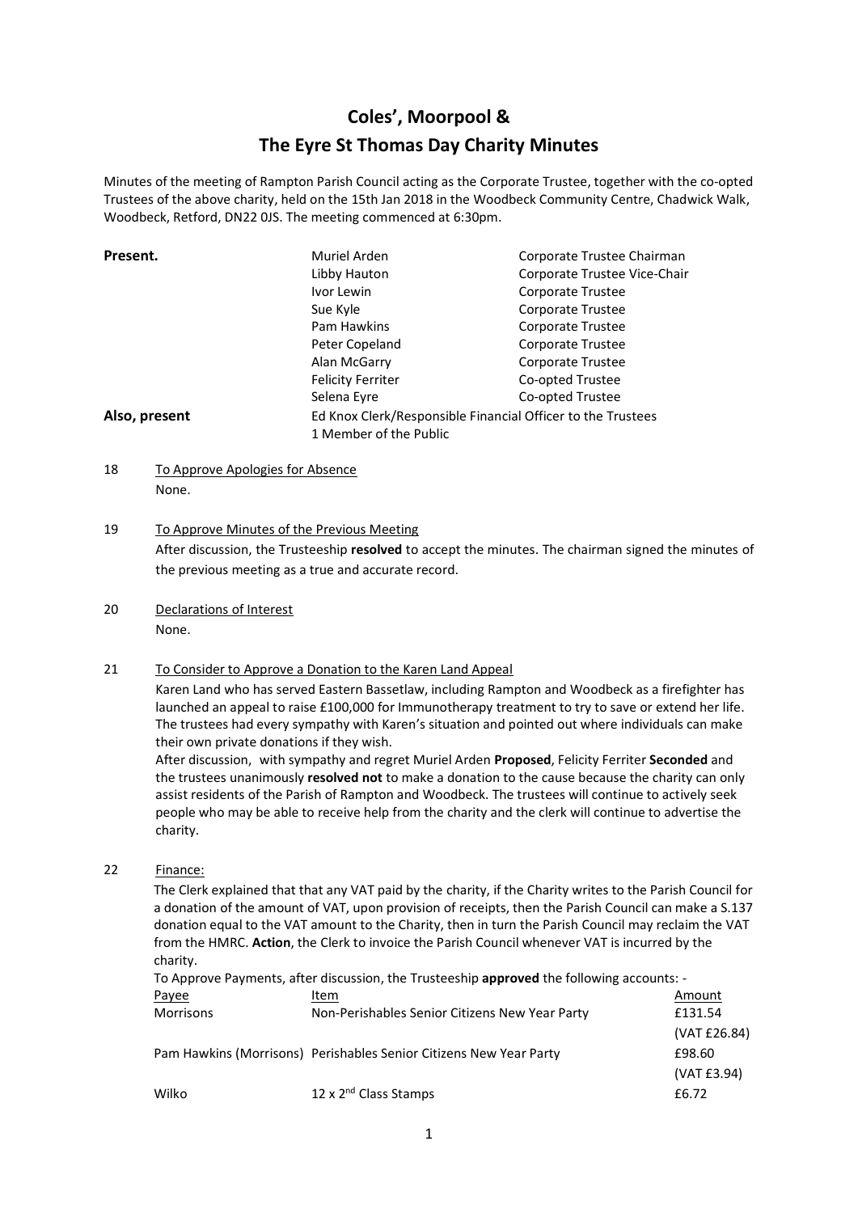# Coles', Moorpool &
# The Eyre St Thomas Day Charity Minutes

Minutes of the meeting of Rampton Parish Council acting as the Corporate Trustee, together with the co-opted Trustees of the above charity, held on the 15th Jan 2018 in the Woodbeck Community Centre, Chadwick Walk, Woodbeck, Retford, DN22 0JS. The meeting commenced at 6:30pm.

| | | |
|---|---|---|
| **Present.** | Muriel Arden | Corporate Trustee Chairman |
| | Libby Hauton | Corporate Trustee Vice-Chair |
| | Ivor Lewin | Corporate Trustee |
| | Sue Kyle | Corporate Trustee |
| | Pam Hawkins | Corporate Trustee |
| | Peter Copeland | Corporate Trustee |
| | Alan McGarry | Corporate Trustee |
| | Felicity Ferriter | Co-opted Trustee |
| | Selena Eyre | Co-opted Trustee |
| **Also, present** | Ed Knox Clerk/Responsible Financial Officer to the Trustees | |
| | 1 Member of the Public | |

18 To Approve Apologies for Absence

None.

19 To Approve Minutes of the Previous Meeting

After discussion, the Trusteeship **resolved** to accept the minutes. The chairman signed the minutes of the previous meeting as a true and accurate record.

20 Declarations of Interest

None.

21 To Consider to Approve a Donation to the Karen Land Appeal

Karen Land who has served Eastern Bassetlaw, including Rampton and Woodbeck as a firefighter has launched an appeal to raise £100,000 for Immunotherapy treatment to try to save or extend her life. The trustees had every sympathy with Karen's situation and pointed out where individuals can make their own private donations if they wish.

After discussion, with sympathy and regret Muriel Arden **Proposed**, Felicity Ferriter **Seconded** and the trustees unanimously **resolved not** to make a donation to the cause because the charity can only assist residents of the Parish of Rampton and Woodbeck. The trustees will continue to actively seek people who may be able to receive help from the charity and the clerk will continue to advertise the charity.

22 Finance:

The Clerk explained that that any VAT paid by the charity, if the Charity writes to the Parish Council for a donation of the amount of VAT, upon provision of receipts, then the Parish Council can make a S.137 donation equal to the VAT amount to the Charity, then in turn the Parish Council may reclaim the VAT from the HMRC. **Action**, the Clerk to invoice the Parish Council whenever VAT is incurred by the charity.

To Approve Payments, after discussion, the Trusteeship **approved** the following accounts: -

| Payee | Item | Amount |
|---|---|---|
| Morrisons | Non-Perishables Senior Citizens New Year Party | £131.54 (VAT £26.84) |
| Pam Hawkins (Morrisons) | Perishables Senior Citizens New Year Party | £98.60 (VAT £3.94) |
| Wilko | 12 x 2nd Class Stamps | £6.72 |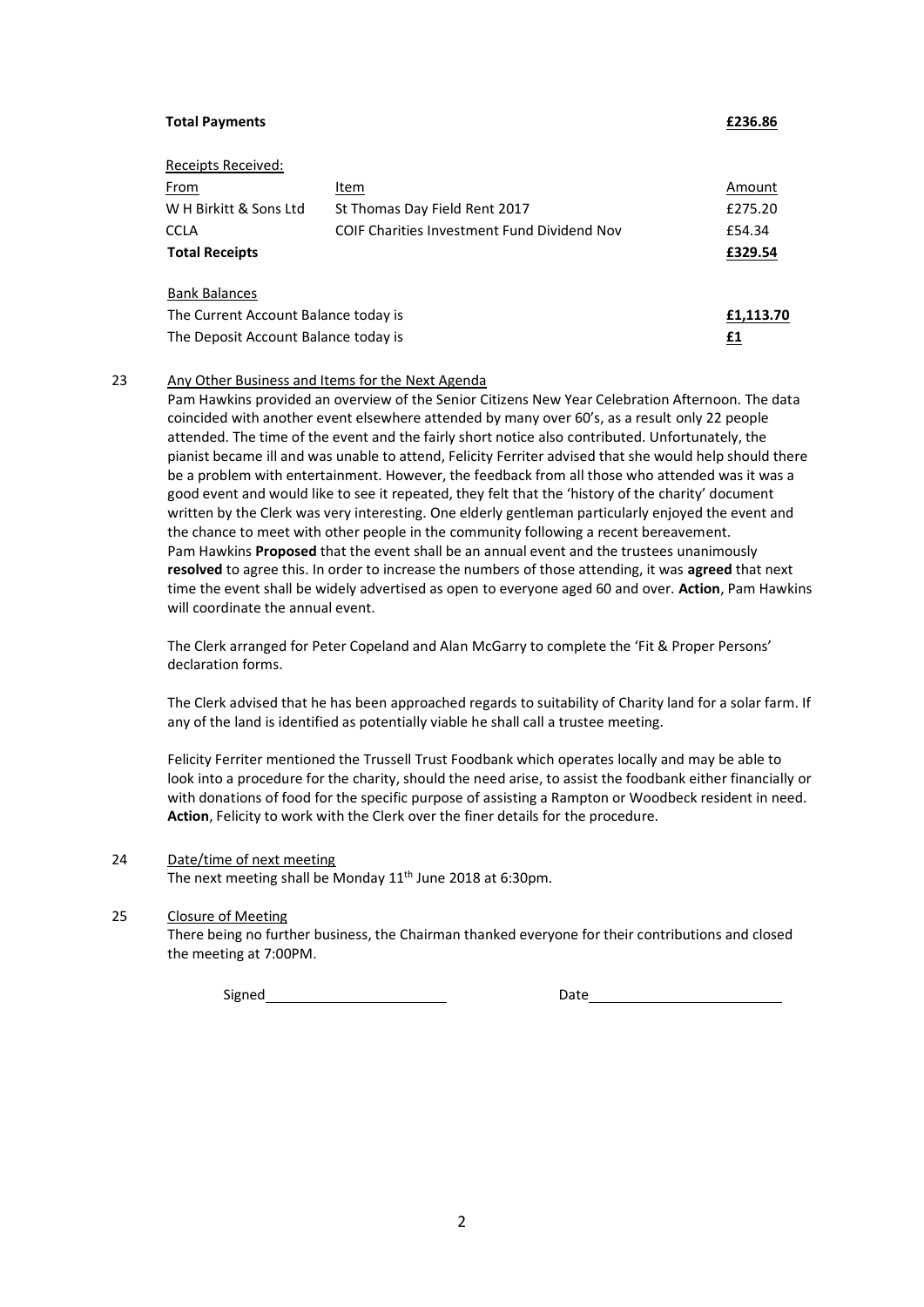**Total Payments** **£236.86**

Receipts Received:

| From | Item | Amount |
|---|---|---|
| W H Birkitt & Sons Ltd | St Thomas Day Field Rent 2017 | £275.20 |
| CCLA | COIF Charities Investment Fund Dividend Nov | £54.34 |
| **Total Receipts** | | **£329.54** |

Bank Balances

| | |
|---|---|
| The Current Account Balance today is | **£1,113.70** |
| The Deposit Account Balance today is | **£1** |

23 Any Other Business and Items for the Next Agenda

Pam Hawkins provided an overview of the Senior Citizens New Year Celebration Afternoon. The data coincided with another event elsewhere attended by many over 60's, as a result only 22 people attended. The time of the event and the fairly short notice also contributed. Unfortunately, the pianist became ill and was unable to attend, Felicity Ferriter advised that she would help should there be a problem with entertainment. However, the feedback from all those who attended was it was a good event and would like to see it repeated, they felt that the 'history of the charity' document written by the Clerk was very interesting. One elderly gentleman particularly enjoyed the event and the chance to meet with other people in the community following a recent bereavement. Pam Hawkins **Proposed** that the event shall be an annual event and the trustees unanimously **resolved** to agree this. In order to increase the numbers of those attending, it was **agreed** that next time the event shall be widely advertised as open to everyone aged 60 and over. **Action**, Pam Hawkins will coordinate the annual event.

The Clerk arranged for Peter Copeland and Alan McGarry to complete the 'Fit & Proper Persons' declaration forms.

The Clerk advised that he has been approached regards to suitability of Charity land for a solar farm. If any of the land is identified as potentially viable he shall call a trustee meeting.

Felicity Ferriter mentioned the Trussell Trust Foodbank which operates locally and may be able to look into a procedure for the charity, should the need arise, to assist the foodbank either financially or with donations of food for the specific purpose of assisting a Rampton or Woodbeck resident in need. **Action**, Felicity to work with the Clerk over the finer details for the procedure.

24 Date/time of next meeting

The next meeting shall be Monday 11th June 2018 at 6:30pm.

25 Closure of Meeting

There being no further business, the Chairman thanked everyone for their contributions and closed the meeting at 7:00PM.

Signed______________________ Date______________________